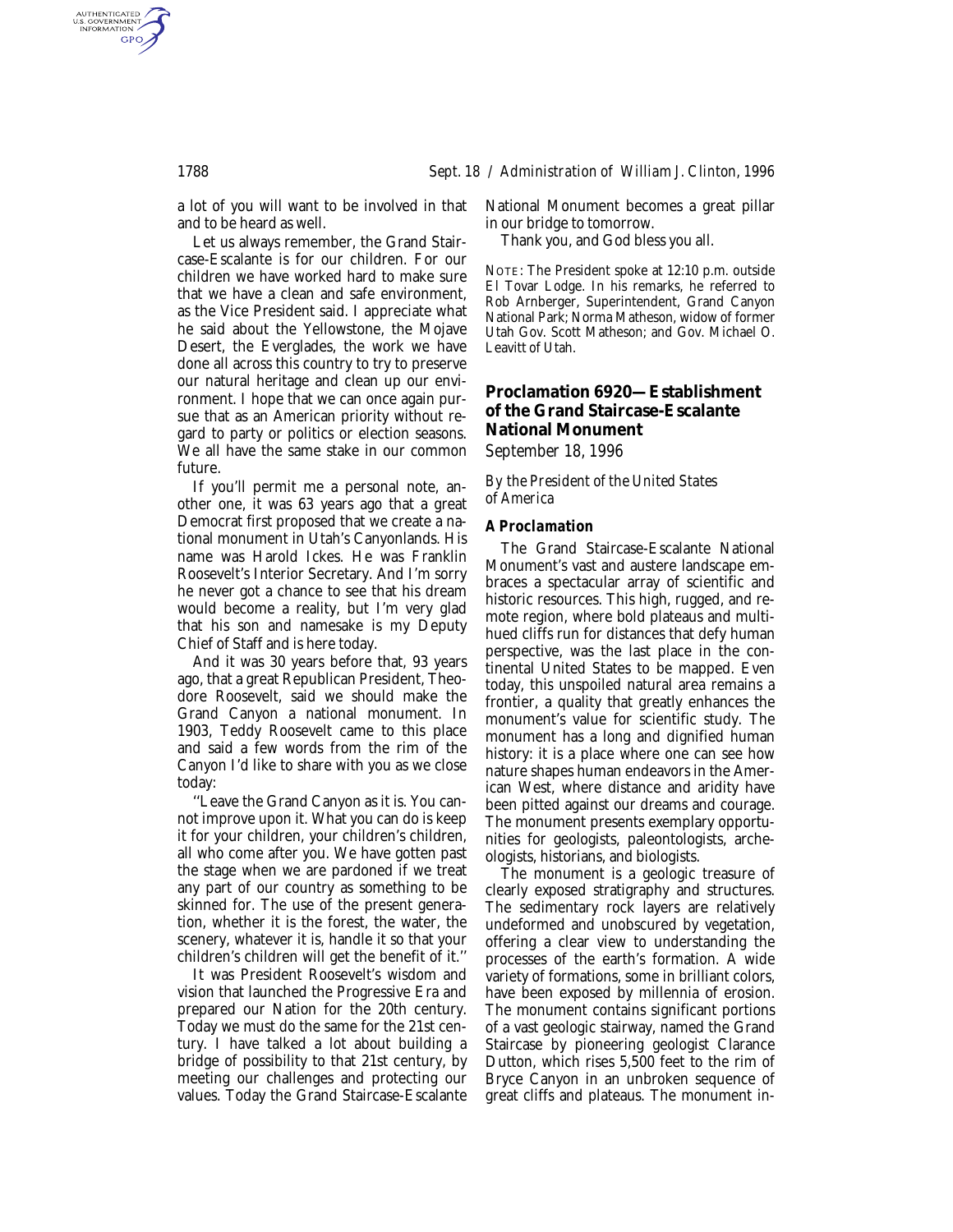a lot of you will want to be involved in that and to be heard as well.

Let us always remember, the Grand Staircase-Escalante is for our children. For our children we have worked hard to make sure that we have a clean and safe environment, as the Vice President said. I appreciate what he said about the Yellowstone, the Mojave Desert, the Everglades, the work we have done all across this country to try to preserve our natural heritage and clean up our environment. I hope that we can once again pursue that as an American priority without regard to party or politics or election seasons. We all have the same stake in our common future.

If you'll permit me a personal note, another one, it was 63 years ago that a great Democrat first proposed that we create a national monument in Utah's Canyonlands. His name was Harold Ickes. He was Franklin Roosevelt's Interior Secretary. And I'm sorry he never got a chance to see that his dream would become a reality, but I'm very glad that his son and namesake is my Deputy Chief of Staff and is here today.

And it was 30 years before that, 93 years ago, that a great Republican President, Theodore Roosevelt, said we should make the Grand Canyon a national monument. In 1903, Teddy Roosevelt came to this place and said a few words from the rim of the Canyon I'd like to share with you as we close today:

"Leave the Grand Canyon as it is. You cannot improve upon it. What you can do is keep it for your children, your children's children, all who come after you. We have gotten past the stage when we are pardoned if we treat any part of our country as something to be skinned for. The use of the present generation, whether it is the forest, the water, the scenery, whatever it is, handle it so that your children's children will get the benefit of it."

It was President Roosevelt's wisdom and vision that launched the Progressive Era and prepared our Nation for the 20th century. Today we must do the same for the 21st century. I have talked a lot about building a bridge of possibility to that 21st century, by meeting our challenges and protecting our values. Today the Grand Staircase-Escalante National Monument becomes a great pillar in our bridge to tomorrow.

Thank you, and God bless you all.

NOTE: The President spoke at 12:10 p.m. outside El Tovar Lodge. In his remarks, he referred to Rob Arnberger, Superintendent, Grand Canyon National Park; Norma Matheson, widow of former Utah Gov. Scott Matheson; and Gov. Michael O. Leavitt of Utah.

## Proclamation 6920—Establishment of the Grand Staircase-Escalante National Monument

September 18, 1996

*By the President of the United States of America*

### *A Proclamation*

The Grand Staircase-Escalante National Monument's vast and austere landscape embraces a spectacular array of scientific and historic resources. This high, rugged, and remote region, where bold plateaus and multi-hued cliffs run for distances that defy human perspective, was the last place in the continental United States to be mapped. Even today, this unspoiled natural area remains a frontier, a quality that greatly enhances the monument's value for scientific study. The monument has a long and dignified human history: it is a place where one can see how nature shapes human endeavors in the American West, where distance and aridity have been pitted against our dreams and courage. The monument presents exemplary opportunities for geologists, paleontologists, archeologists, historians, and biologists.

The monument is a geologic treasure of clearly exposed stratigraphy and structures. The sedimentary rock layers are relatively undeformed and unobscured by vegetation, offering a clear view to understanding the processes of the earth's formation. A wide variety of formations, some in brilliant colors, have been exposed by millennia of erosion. The monument contains significant portions of a vast geologic stairway, named the Grand Staircase by pioneering geologist Clarance Dutton, which rises 5,500 feet to the rim of Bryce Canyon in an unbroken sequence of great cliffs and plateaus. The monument in-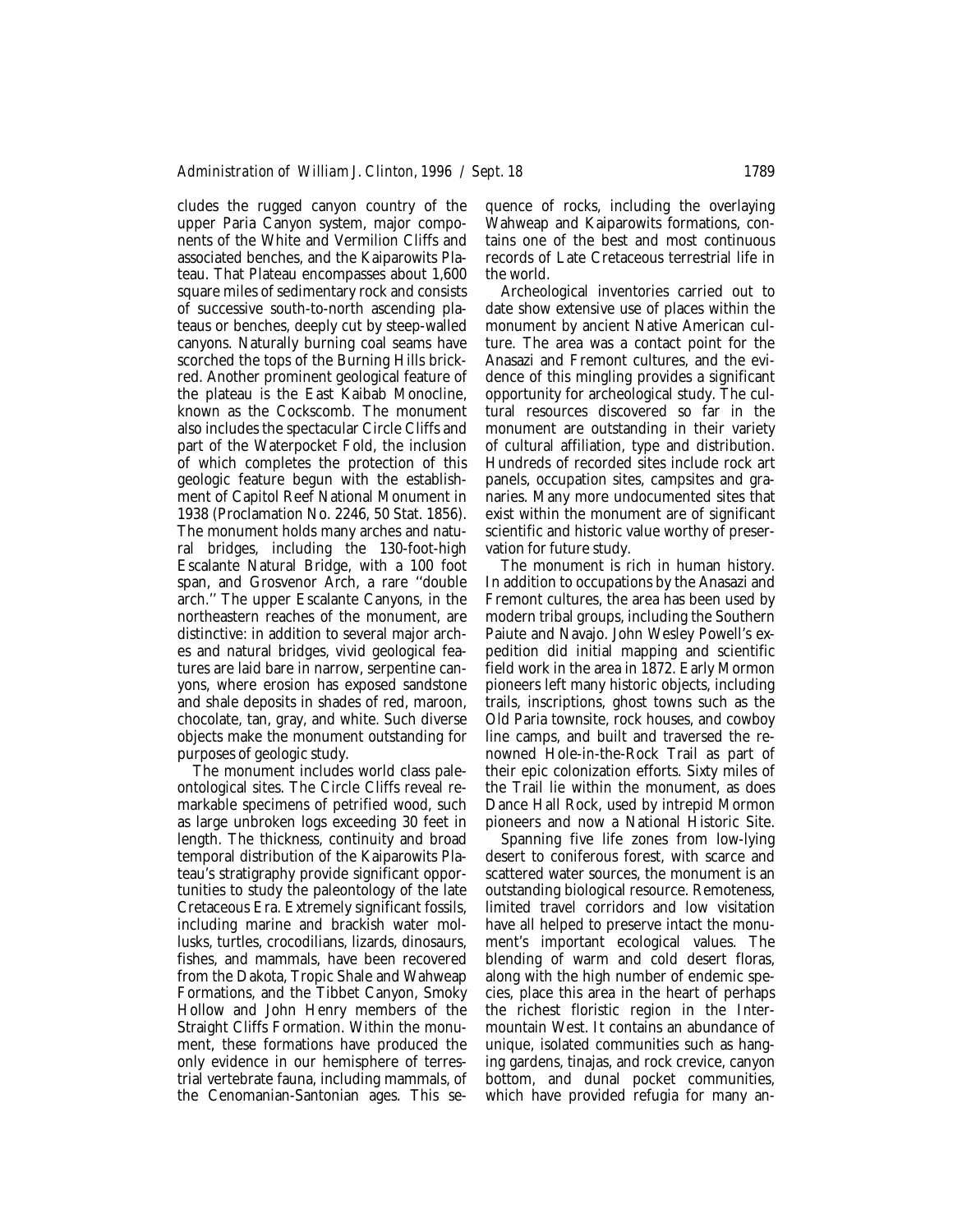cludes the rugged canyon country of the upper Paria Canyon system, major components of the White and Vermilion Cliffs and associated benches, and the Kaiparowits Plateau. That Plateau encompasses about 1,600 square miles of sedimentary rock and consists of successive south-to-north ascending plateaus or benches, deeply cut by steep-walled canyons. Naturally burning coal seams have scorched the tops of the Burning Hills brick-red. Another prominent geological feature of the plateau is the East Kaibab Monocline, known as the Cockscomb. The monument also includes the spectacular Circle Cliffs and part of the Waterpocket Fold, the inclusion of which completes the protection of this geologic feature begun with the establishment of Capitol Reef National Monument in 1938 (Proclamation No. 2246, 50 Stat. 1856). The monument holds many arches and natural bridges, including the 130-foot-high Escalante Natural Bridge, with a 100 foot span, and Grosvenor Arch, a rare ''double arch.'' The upper Escalante Canyons, in the northeastern reaches of the monument, are distinctive: in addition to several major arches and natural bridges, vivid geological features are laid bare in narrow, serpentine canyons, where erosion has exposed sandstone and shale deposits in shades of red, maroon, chocolate, tan, gray, and white. Such diverse objects make the monument outstanding for purposes of geologic study.

The monument includes world class paleontological sites. The Circle Cliffs reveal remarkable specimens of petrified wood, such as large unbroken logs exceeding 30 feet in length. The thickness, continuity and broad temporal distribution of the Kaiparowits Plateau's stratigraphy provide significant opportunities to study the paleontology of the late Cretaceous Era. Extremely significant fossils, including marine and brackish water mollusks, turtles, crocodilians, lizards, dinosaurs, fishes, and mammals, have been recovered from the Dakota, Tropic Shale and Wahweap Formations, and the Tibbet Canyon, Smoky Hollow and John Henry members of the Straight Cliffs Formation. Within the monument, these formations have produced the only evidence in our hemisphere of terrestrial vertebrate fauna, including mammals, of the Cenomanian-Santonian ages. This sequence of rocks, including the overlaying Wahweap and Kaiparowits formations, contains one of the best and most continuous records of Late Cretaceous terrestrial life in the world.

Archeological inventories carried out to date show extensive use of places within the monument by ancient Native American culture. The area was a contact point for the Anasazi and Fremont cultures, and the evidence of this mingling provides a significant opportunity for archeological study. The cultural resources discovered so far in the monument are outstanding in their variety of cultural affiliation, type and distribution. Hundreds of recorded sites include rock art panels, occupation sites, campsites and granaries. Many more undocumented sites that exist within the monument are of significant scientific and historic value worthy of preservation for future study.

The monument is rich in human history. In addition to occupations by the Anasazi and Fremont cultures, the area has been used by modern tribal groups, including the Southern Paiute and Navajo. John Wesley Powell's expedition did initial mapping and scientific field work in the area in 1872. Early Mormon pioneers left many historic objects, including trails, inscriptions, ghost towns such as the Old Paria townsite, rock houses, and cowboy line camps, and built and traversed the renowned Hole-in-the-Rock Trail as part of their epic colonization efforts. Sixty miles of the Trail lie within the monument, as does Dance Hall Rock, used by intrepid Mormon pioneers and now a National Historic Site.

Spanning five life zones from low-lying desert to coniferous forest, with scarce and scattered water sources, the monument is an outstanding biological resource. Remoteness, limited travel corridors and low visitation have all helped to preserve intact the monument's important ecological values. The blending of warm and cold desert floras, along with the high number of endemic species, place this area in the heart of perhaps the richest floristic region in the Intermountain West. It contains an abundance of unique, isolated communities such as hanging gardens, tinajas, and rock crevice, canyon bottom, and dunal pocket communities, which have provided refugia for many an-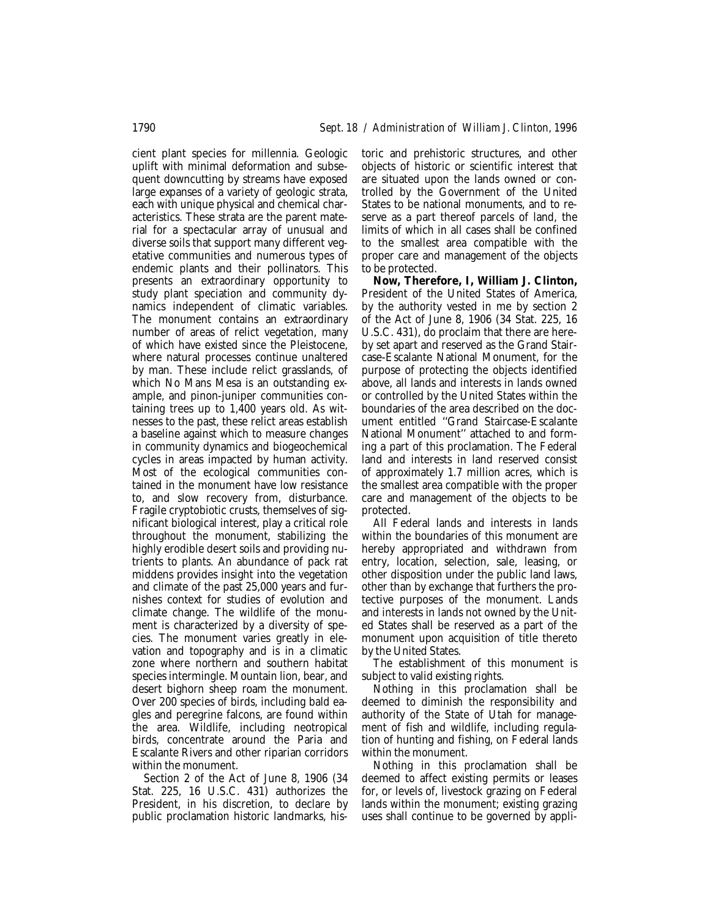cient plant species for millennia. Geologic uplift with minimal deformation and subsequent downcutting by streams have exposed large expanses of a variety of geologic strata, each with unique physical and chemical characteristics. These strata are the parent material for a spectacular array of unusual and diverse soils that support many different vegetative communities and numerous types of endemic plants and their pollinators. This presents an extraordinary opportunity to study plant speciation and community dynamics independent of climatic variables. The monument contains an extraordinary number of areas of relict vegetation, many of which have existed since the Pleistocene, where natural processes continue unaltered by man. These include relict grasslands, of which No Mans Mesa is an outstanding example, and pinon-juniper communities containing trees up to 1,400 years old. As witnesses to the past, these relict areas establish a baseline against which to measure changes in community dynamics and biogeochemical cycles in areas impacted by human activity. Most of the ecological communities contained in the monument have low resistance to, and slow recovery from, disturbance. Fragile cryptobiotic crusts, themselves of significant biological interest, play a critical role throughout the monument, stabilizing the highly erodible desert soils and providing nutrients to plants. An abundance of pack rat middens provides insight into the vegetation and climate of the past 25,000 years and furnishes context for studies of evolution and climate change. The wildlife of the monument is characterized by a diversity of species. The monument varies greatly in elevation and topography and is in a climatic zone where northern and southern habitat species intermingle. Mountain lion, bear, and desert bighorn sheep roam the monument. Over 200 species of birds, including bald eagles and peregrine falcons, are found within the area. Wildlife, including neotropical birds, concentrate around the Paria and Escalante Rivers and other riparian corridors within the monument.

Section 2 of the Act of June 8, 1906 (34 Stat. 225, 16 U.S.C. 431) authorizes the President, in his discretion, to declare by public proclamation historic landmarks, historic and prehistoric structures, and other objects of historic or scientific interest that are situated upon the lands owned or controlled by the Government of the United States to be national monuments, and to reserve as a part thereof parcels of land, the limits of which in all cases shall be confined to the smallest area compatible with the proper care and management of the objects to be protected.

**Now, Therefore, I, William J. Clinton,** President of the United States of America, by the authority vested in me by section 2 of the Act of June 8, 1906 (34 Stat. 225, 16 U.S.C. 431), do proclaim that there are hereby set apart and reserved as the Grand Staircase-Escalante National Monument, for the purpose of protecting the objects identified above, all lands and interests in lands owned or controlled by the United States within the boundaries of the area described on the document entitled "Grand Staircase-Escalante National Monument" attached to and forming a part of this proclamation. The Federal land and interests in land reserved consist of approximately 1.7 million acres, which is the smallest area compatible with the proper care and management of the objects to be protected.

All Federal lands and interests in lands within the boundaries of this monument are hereby appropriated and withdrawn from entry, location, selection, sale, leasing, or other disposition under the public land laws, other than by exchange that furthers the protective purposes of the monument. Lands and interests in lands not owned by the United States shall be reserved as a part of the monument upon acquisition of title thereto by the United States.

The establishment of this monument is subject to valid existing rights.

Nothing in this proclamation shall be deemed to diminish the responsibility and authority of the State of Utah for management of fish and wildlife, including regulation of hunting and fishing, on Federal lands within the monument.

Nothing in this proclamation shall be deemed to affect existing permits or leases for, or levels of, livestock grazing on Federal lands within the monument; existing grazing uses shall continue to be governed by appli-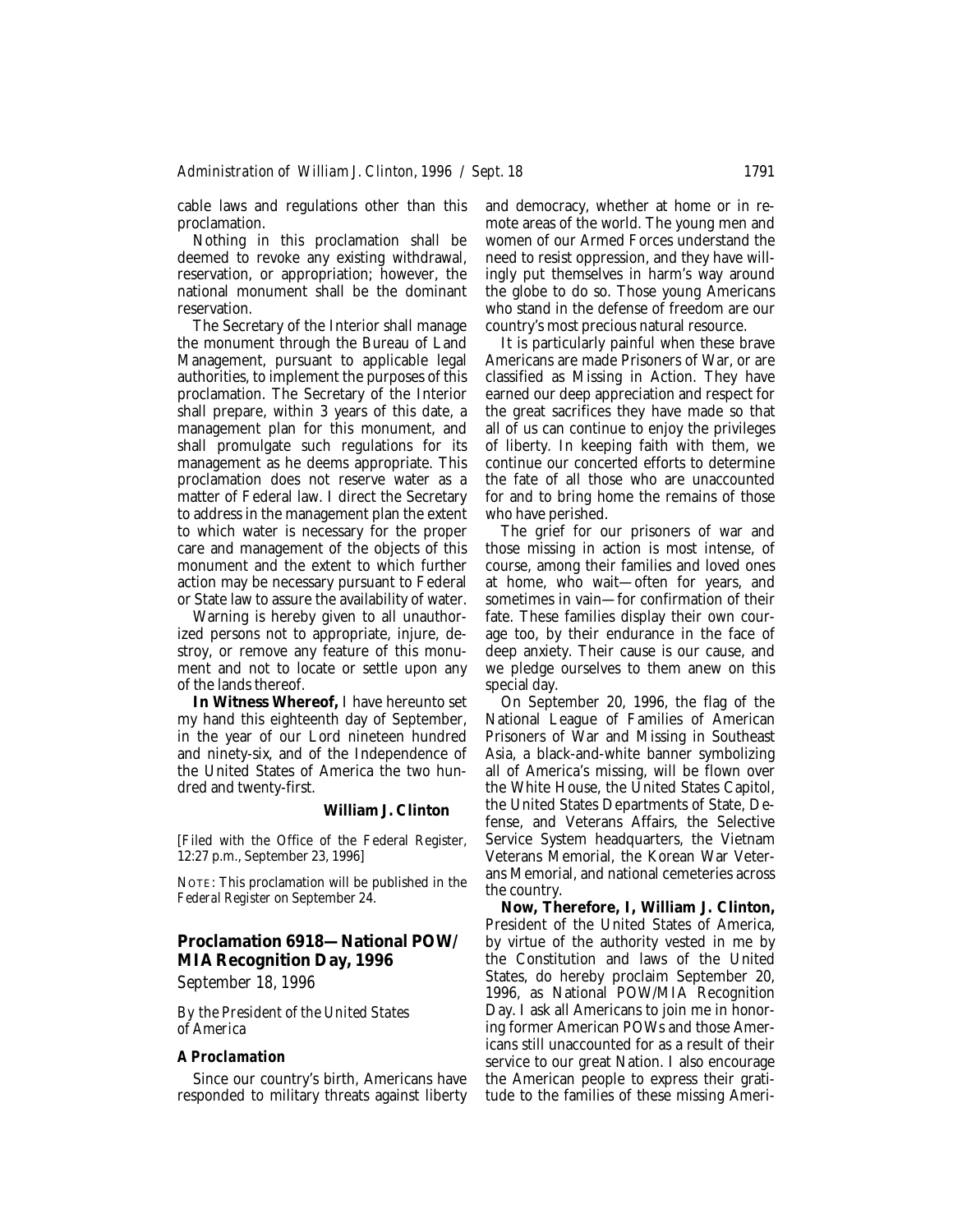cable laws and regulations other than this proclamation.

Nothing in this proclamation shall be deemed to revoke any existing withdrawal, reservation, or appropriation; however, the national monument shall be the dominant reservation.

The Secretary of the Interior shall manage the monument through the Bureau of Land Management, pursuant to applicable legal authorities, to implement the purposes of this proclamation. The Secretary of the Interior shall prepare, within 3 years of this date, a management plan for this monument, and shall promulgate such regulations for its management as he deems appropriate. This proclamation does not reserve water as a matter of Federal law. I direct the Secretary to address in the management plan the extent to which water is necessary for the proper care and management of the objects of this monument and the extent to which further action may be necessary pursuant to Federal or State law to assure the availability of water.

Warning is hereby given to all unauthorized persons not to appropriate, injure, destroy, or remove any feature of this monument and not to locate or settle upon any of the lands thereof.

**In Witness Whereof,** I have hereunto set my hand this eighteenth day of September, in the year of our Lord nineteen hundred and ninety-six, and of the Independence of the United States of America the two hundred and twenty-first.

**William J. Clinton**

[Filed with the Office of the Federal Register, 12:27 p.m., September 23, 1996]

NOTE: This proclamation will be published in the *Federal Register* on September 24.

## Proclamation 6918—National POW/MIA Recognition Day, 1996

*September 18, 1996*

*By the President of the United States of America*

### *A Proclamation*

Since our country's birth, Americans have responded to military threats against liberty and democracy, whether at home or in remote areas of the world. The young men and women of our Armed Forces understand the need to resist oppression, and they have willingly put themselves in harm's way around the globe to do so. Those young Americans who stand in the defense of freedom are our country's most precious natural resource.

It is particularly painful when these brave Americans are made Prisoners of War, or are classified as Missing in Action. They have earned our deep appreciation and respect for the great sacrifices they have made so that all of us can continue to enjoy the privileges of liberty. In keeping faith with them, we continue our concerted efforts to determine the fate of all those who are unaccounted for and to bring home the remains of those who have perished.

The grief for our prisoners of war and those missing in action is most intense, of course, among their families and loved ones at home, who wait—often for years, and sometimes in vain—for confirmation of their fate. These families display their own courage too, by their endurance in the face of deep anxiety. Their cause is our cause, and we pledge ourselves to them anew on this special day.

On September 20, 1996, the flag of the National League of Families of American Prisoners of War and Missing in Southeast Asia, a black-and-white banner symbolizing all of America's missing, will be flown over the White House, the United States Capitol, the United States Departments of State, Defense, and Veterans Affairs, the Selective Service System headquarters, the Vietnam Veterans Memorial, the Korean War Veterans Memorial, and national cemeteries across the country.

**Now, Therefore, I, William J. Clinton,** President of the United States of America, by virtue of the authority vested in me by the Constitution and laws of the United States, do hereby proclaim September 20, 1996, as National POW/MIA Recognition Day. I ask all Americans to join me in honoring former American POWs and those Americans still unaccounted for as a result of their service to our great Nation. I also encourage the American people to express their gratitude to the families of these missing Ameri-